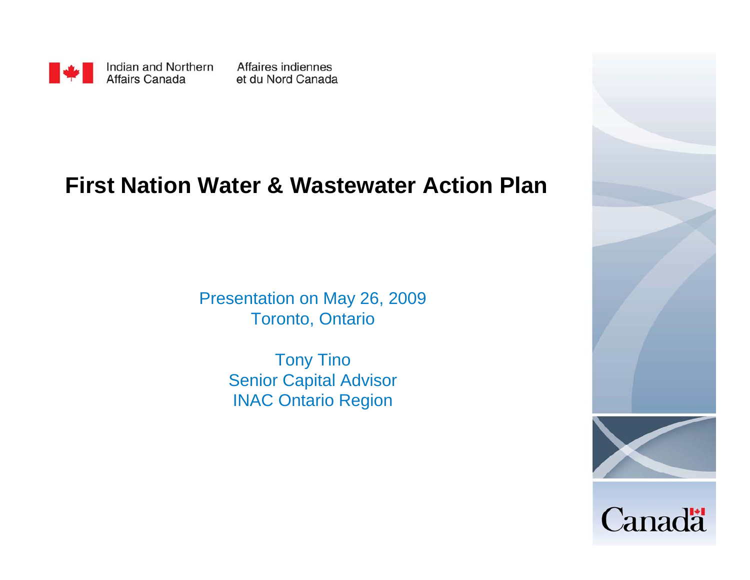Indian and Northern Affairs Canada

Affaires indiennes et du Nord Canada

# First Nation Water & Wastewater Action Plan

Presentation on May 26, 2009
Toronto, Ontario

Tony Tino
Senior Capital Advisor
INAC Ontario Region

Canada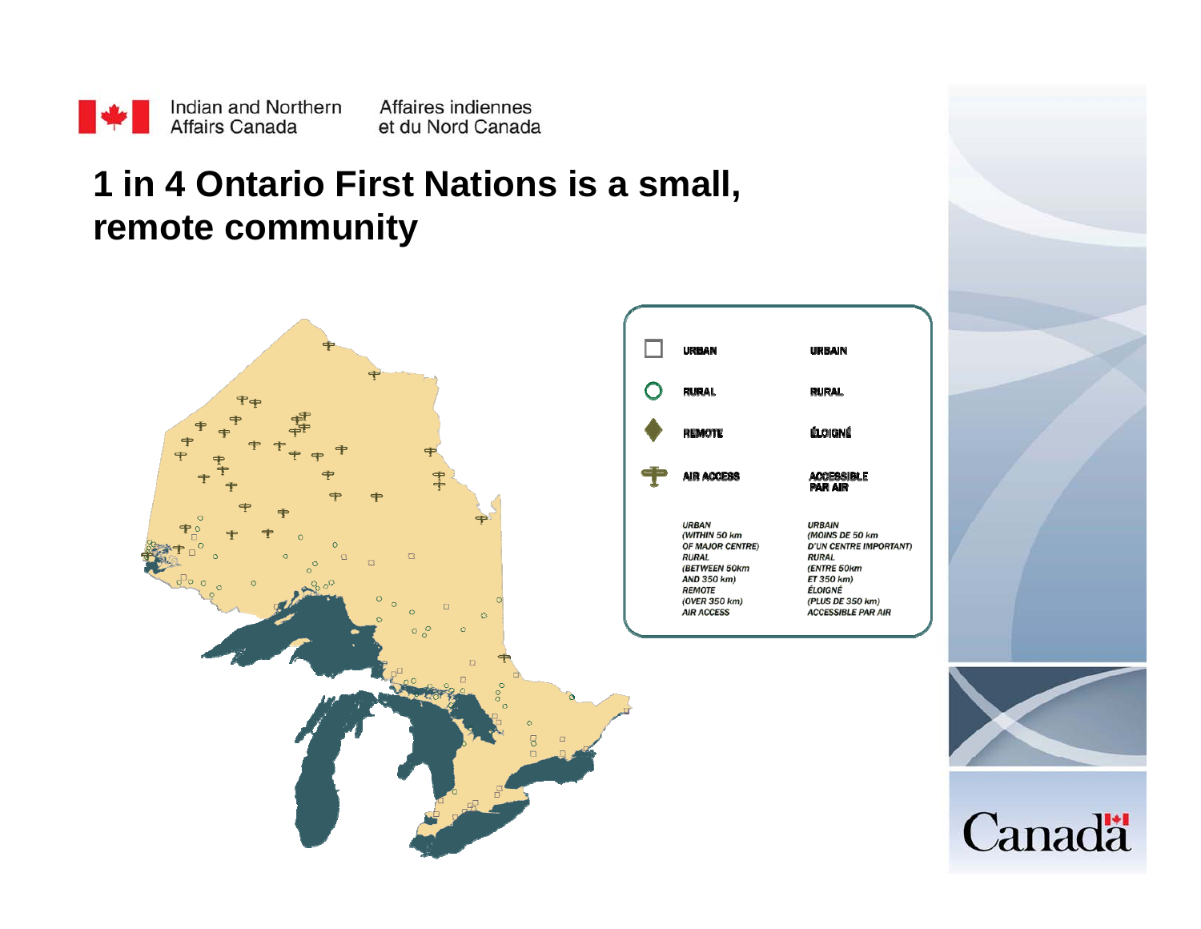Indian and Northern Affairs Canada / Affaires indiennes et du Nord Canada

# 1 in 4 Ontario First Nations is a small, remote community

| Symbol | English | Français |
|---|---|---|
| □ | URBAN | URBAIN |
| ○ | RURAL | RURAL |
| ◆ | REMOTE | ÉLOIGNÉ |
| ✈ | AIR ACCESS | ACCESSIBLE PAR AIR |

*URBAN (WITHIN 50 km OF MAJOR CENTRE)*
*RURAL (BETWEEN 50km AND 350 km)*
*REMOTE (OVER 350 km)*
*AIR ACCESS*

*URBAIN (MOINS DE 50 km D'UN CENTRE IMPORTANT)*
*RURAL (ENTRE 50km ET 350 km)*
*ÉLOIGNÉ (PLUS DE 350 km)*
*ACCESSIBLE PAR AIR*

Canada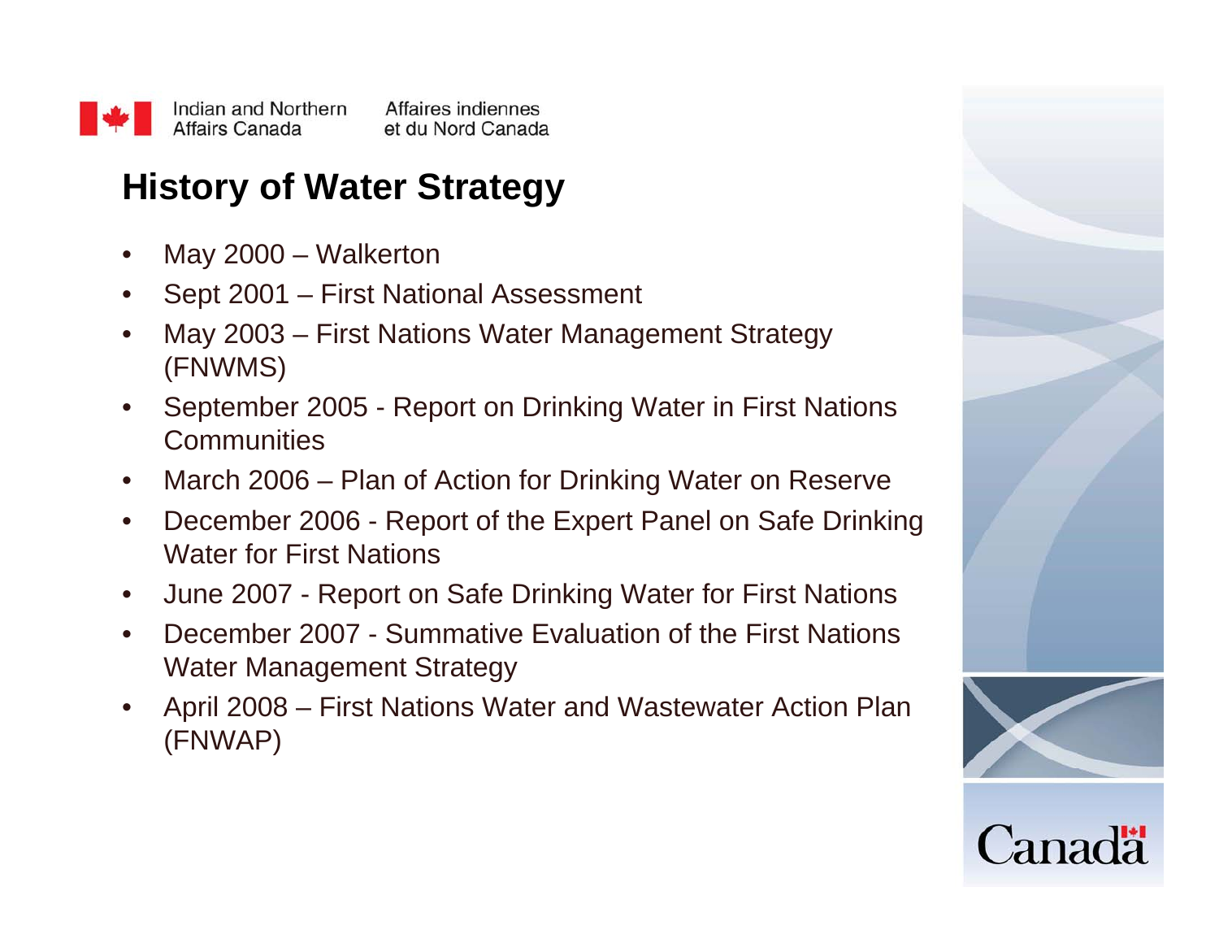## History of Water Strategy

- May 2000 – Walkerton
- Sept 2001 – First National Assessment
- May 2003 – First Nations Water Management Strategy (FNWMS)
- September 2005 - Report on Drinking Water in First Nations Communities
- March 2006 – Plan of Action for Drinking Water on Reserve
- December 2006 - Report of the Expert Panel on Safe Drinking Water for First Nations
- June 2007 - Report on Safe Drinking Water for First Nations
- December 2007 - Summative Evaluation of the First Nations Water Management Strategy
- April 2008 – First Nations Water and Wastewater Action Plan (FNWAP)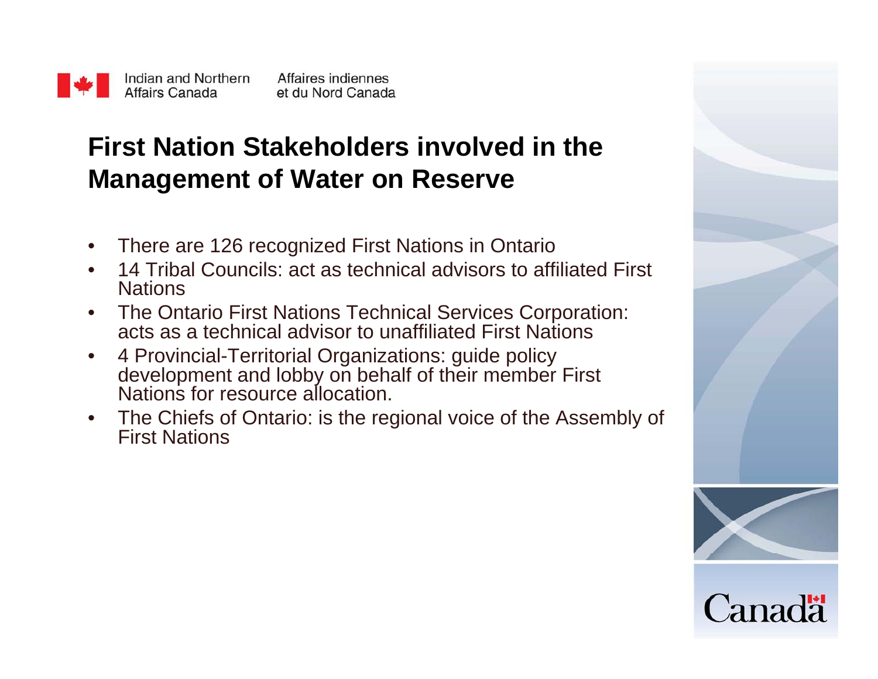# First Nation Stakeholders involved in the Management of Water on Reserve

- There are 126 recognized First Nations in Ontario
- 14 Tribal Councils: act as technical advisors to affiliated First Nations
- The Ontario First Nations Technical Services Corporation: acts as a technical advisor to unaffiliated First Nations
- 4 Provincial-Territorial Organizations: guide policy development and lobby on behalf of their member First Nations for resource allocation.
- The Chiefs of Ontario: is the regional voice of the Assembly of First Nations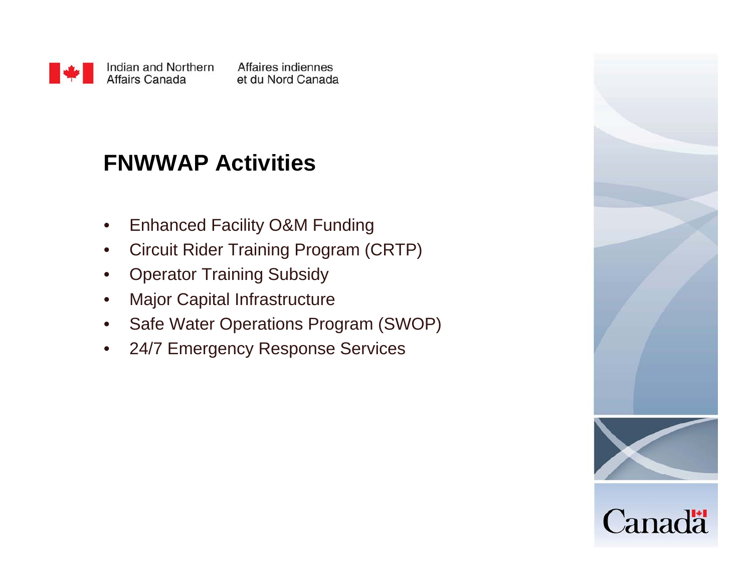Indian and Northern Affairs Canada / Affaires indiennes et du Nord Canada

## FNWWAP Activities

- Enhanced Facility O&M Funding
- Circuit Rider Training Program (CRTP)
- Operator Training Subsidy
- Major Capital Infrastructure
- Safe Water Operations Program (SWOP)
- 24/7 Emergency Response Services

Canada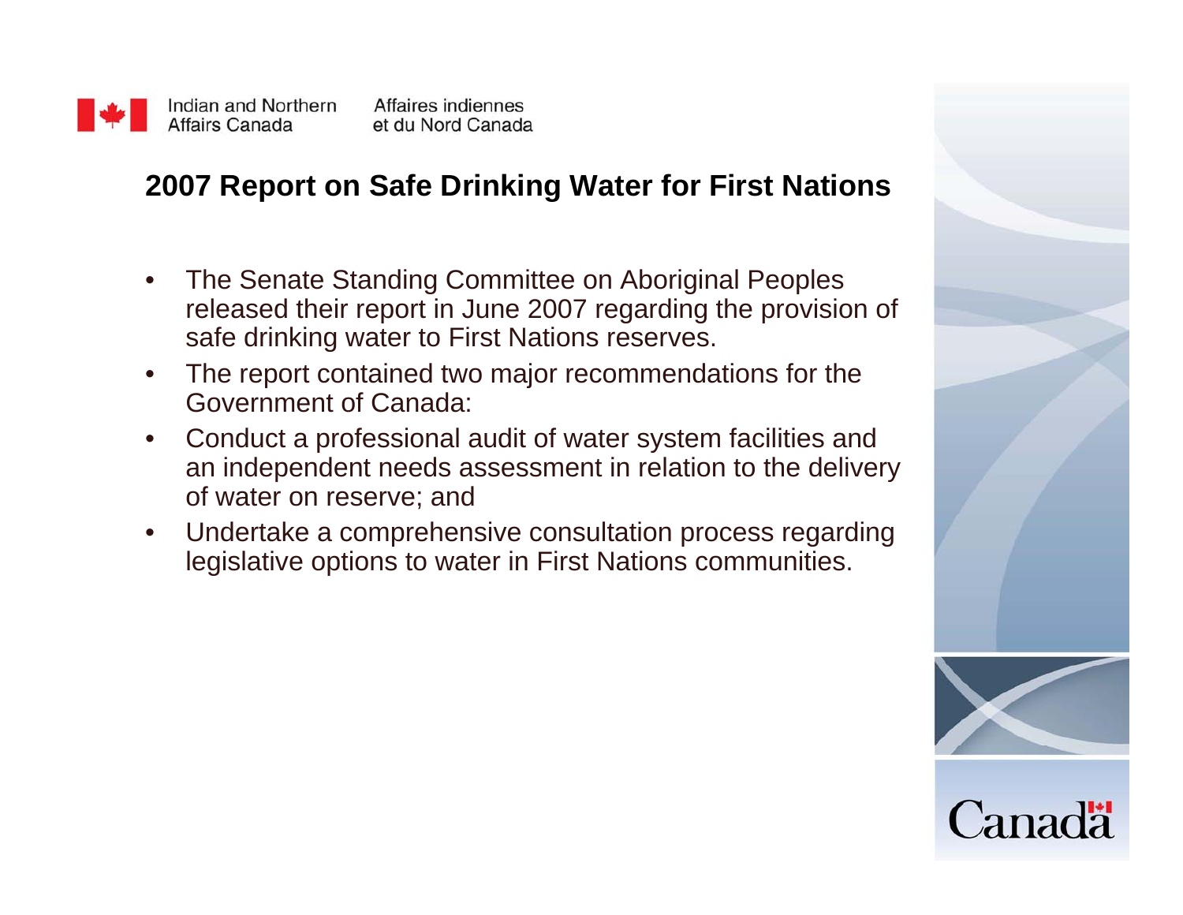Indian and Northern Affairs Canada | Affaires indiennes et du Nord Canada

## 2007 Report on Safe Drinking Water for First Nations

- The Senate Standing Committee on Aboriginal Peoples released their report in June 2007 regarding the provision of safe drinking water to First Nations reserves.
- The report contained two major recommendations for the Government of Canada:
- Conduct a professional audit of water system facilities and an independent needs assessment in relation to the delivery of water on reserve; and
- Undertake a comprehensive consultation process regarding legislative options to water in First Nations communities.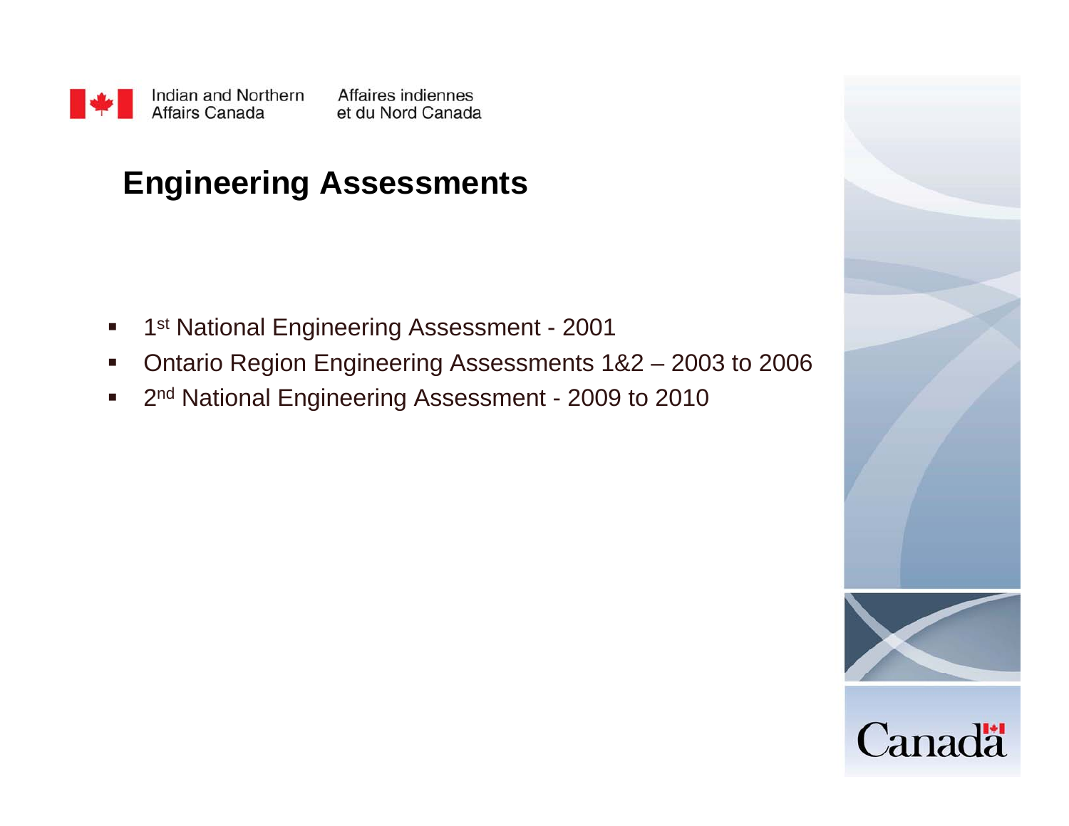Indian and Northern Affairs Canada | Affaires indiennes et du Nord Canada

# Engineering Assessments

- 1st National Engineering Assessment - 2001
- Ontario Region Engineering Assessments 1&2 – 2003 to 2006
- 2nd National Engineering Assessment - 2009 to 2010

Canada